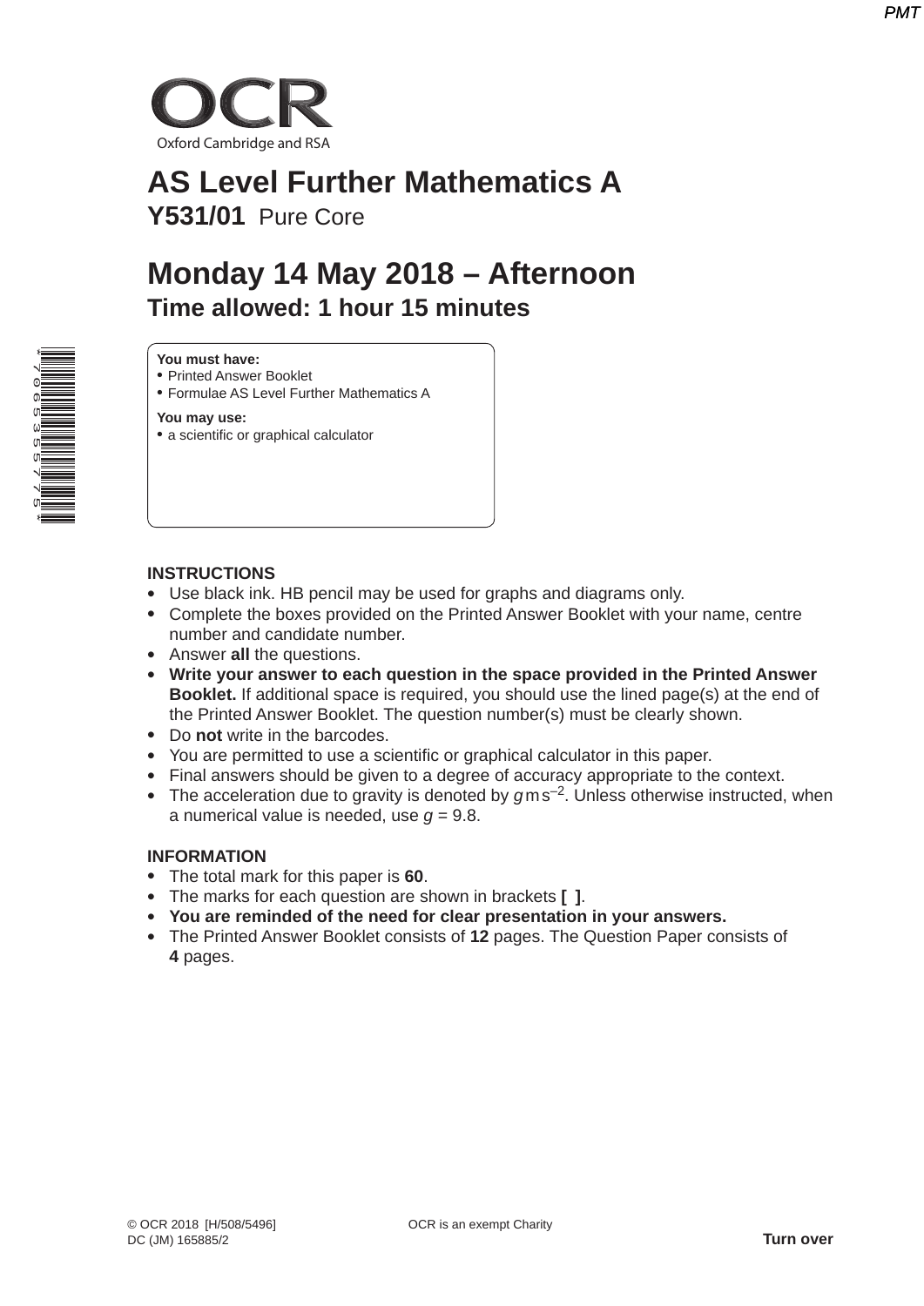OCR

Oxford Cambridge and RSA

# AS Level Further Mathematics A

**Y531/01** Pure Core

# Monday 14 May 2018 – Afternoon

**Time allowed: 1 hour 15 minutes**

**You must have:**
- Printed Answer Booklet
- Formulae AS Level Further Mathematics A

**You may use:**
- a scientific or graphical calculator

**INSTRUCTIONS**
- Use black ink. HB pencil may be used for graphs and diagrams only.
- Complete the boxes provided on the Printed Answer Booklet with your name, centre number and candidate number.
- Answer **all** the questions.
- **Write your answer to each question in the space provided in the Printed Answer Booklet.** If additional space is required, you should use the lined page(s) at the end of the Printed Answer Booklet. The question number(s) must be clearly shown.
- Do **not** write in the barcodes.
- You are permitted to use a scientific or graphical calculator in this paper.
- Final answers should be given to a degree of accuracy appropriate to the context.
- The acceleration due to gravity is denoted by $g\,\text{m}\,\text{s}^{-2}$. Unless otherwise instructed, when a numerical value is needed, use $g = 9.8$.

**INFORMATION**
- The total mark for this paper is **60**.
- The marks for each question are shown in brackets **[ ]**.
- **You are reminded of the need for clear presentation in your answers.**
- The Printed Answer Booklet consists of **12** pages. The Question Paper consists of **4** pages.

© OCR 2018 [H/508/5496]
DC (JM) 165885/2

OCR is an exempt Charity

**Turn over**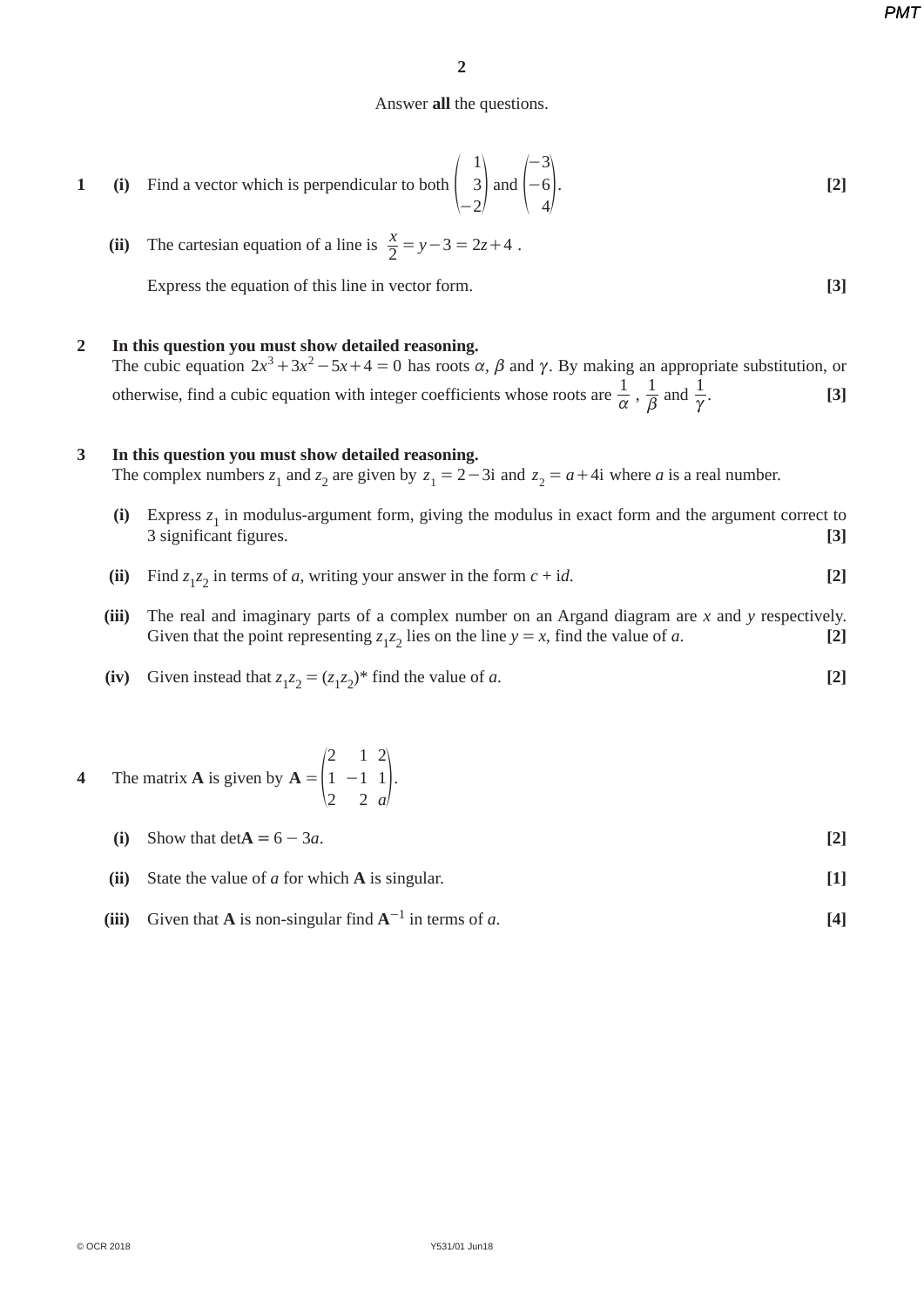Answer **all** the questions.

**1** **(i)** Find a vector which is perpendicular to both $\begin{pmatrix} 1 \\ 3 \\ -2 \end{pmatrix}$ and $\begin{pmatrix} -3 \\ -6 \\ 4 \end{pmatrix}$. **[2]**

**(ii)** The cartesian equation of a line is $\frac{x}{2} = y - 3 = 2z + 4$ .

Express the equation of this line in vector form. **[3]**

**2** **In this question you must show detailed reasoning.**
The cubic equation $2x^3 + 3x^2 - 5x + 4 = 0$ has roots $\alpha$, $\beta$ and $\gamma$. By making an appropriate substitution, or otherwise, find a cubic equation with integer coefficients whose roots are $\frac{1}{\alpha}$ , $\frac{1}{\beta}$ and $\frac{1}{\gamma}$. **[3]**

**3** **In this question you must show detailed reasoning.**
The complex numbers $z_1$ and $z_2$ are given by $z_1 = 2 - 3\text{i}$ and $z_2 = a + 4\text{i}$ where $a$ is a real number.

**(i)** Express $z_1$ in modulus-argument form, giving the modulus in exact form and the argument correct to 3 significant figures. **[3]**

**(ii)** Find $z_1 z_2$ in terms of $a$, writing your answer in the form $c + \text{i}d$. **[2]**

**(iii)** The real and imaginary parts of a complex number on an Argand diagram are $x$ and $y$ respectively. Given that the point representing $z_1 z_2$ lies on the line $y = x$, find the value of $a$. **[2]**

**(iv)** Given instead that $z_1 z_2 = (z_1 z_2)^*$ find the value of $a$. **[2]**

**4** The matrix **A** is given by $\mathbf{A} = \begin{pmatrix} 2 & 1 & 2 \\ 1 & -1 & 1 \\ 2 & 2 & a \end{pmatrix}$.

**(i)** Show that $\det\mathbf{A} = 6 - 3a$. **[2]**

**(ii)** State the value of $a$ for which **A** is singular. **[1]**

**(iii)** Given that **A** is non-singular find $\mathbf{A}^{-1}$ in terms of $a$. **[4]**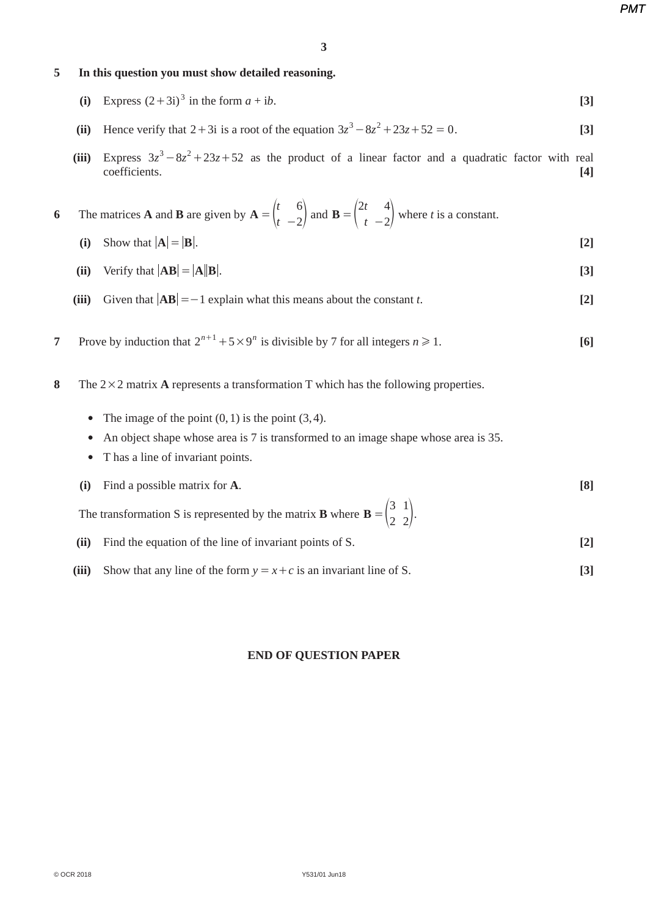**5** **In this question you must show detailed reasoning.**

**(i)** Express $(2+3\text{i})^3$ in the form $a + \text{i}b$. **[3]**

**(ii)** Hence verify that $2+3\text{i}$ is a root of the equation $3z^3 - 8z^2 + 23z + 52 = 0$. **[3]**

**(iii)** Express $3z^3 - 8z^2 + 23z + 52$ as the product of a linear factor and a quadratic factor with real coefficients. **[4]**

**6** The matrices **A** and **B** are given by $\mathbf{A} = \begin{pmatrix} t & 6 \\ t & -2 \end{pmatrix}$ and $\mathbf{B} = \begin{pmatrix} 2t & 4 \\ t & -2 \end{pmatrix}$ where $t$ is a constant.

**(i)** Show that $|\mathbf{A}| = |\mathbf{B}|$. **[2]**

**(ii)** Verify that $|\mathbf{AB}| = |\mathbf{A}||\mathbf{B}|$. **[3]**

**(iii)** Given that $|\mathbf{AB}| = -1$ explain what this means about the constant $t$. **[2]**

**7** Prove by induction that $2^{n+1} + 5 \times 9^n$ is divisible by 7 for all integers $n \geqslant 1$. **[6]**

**8** The $2 \times 2$ matrix **A** represents a transformation T which has the following properties.

- The image of the point $(0, 1)$ is the point $(3, 4)$.
- An object shape whose area is 7 is transformed to an image shape whose area is 35.
- T has a line of invariant points.

**(i)** Find a possible matrix for **A**. **[8]**

The transformation S is represented by the matrix **B** where $\mathbf{B} = \begin{pmatrix} 3 & 1 \\ 2 & 2 \end{pmatrix}$.

**(ii)** Find the equation of the line of invariant points of S. **[2]**

**(iii)** Show that any line of the form $y = x + c$ is an invariant line of S. **[3]**

**END OF QUESTION PAPER**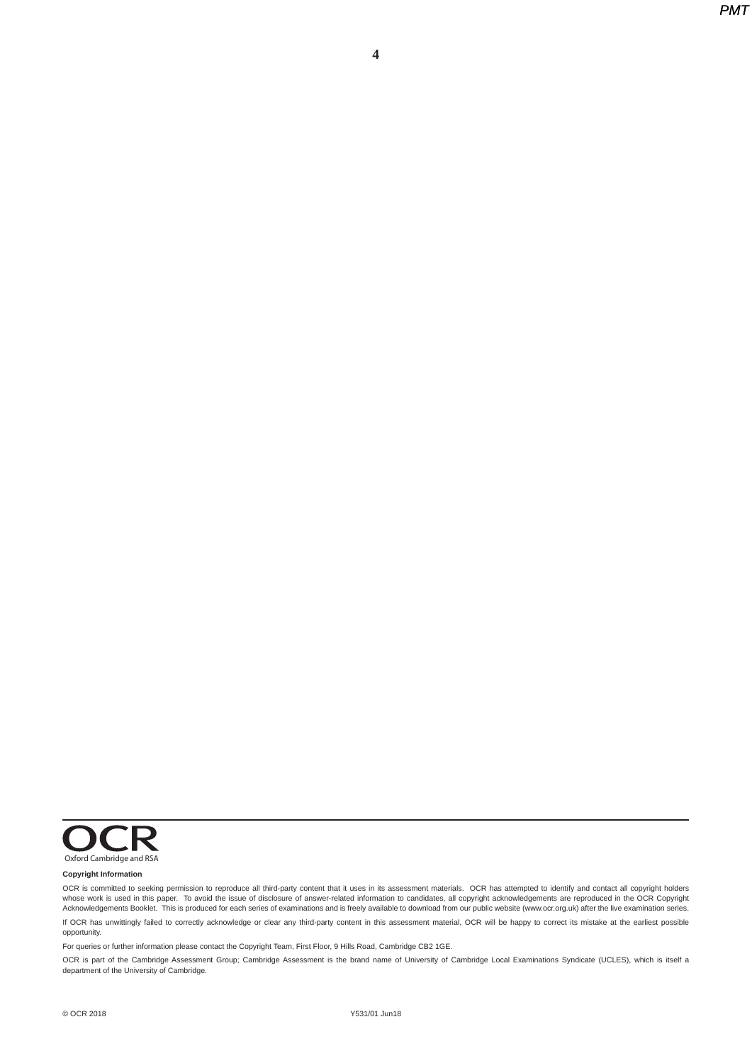OCR

Oxford Cambridge and RSA

**Copyright Information**

OCR is committed to seeking permission to reproduce all third-party content that it uses in its assessment materials. OCR has attempted to identify and contact all copyright holders whose work is used in this paper. To avoid the issue of disclosure of answer-related information to candidates, all copyright acknowledgements are reproduced in the OCR Copyright Acknowledgements Booklet. This is produced for each series of examinations and is freely available to download from our public website (www.ocr.org.uk) after the live examination series.

If OCR has unwittingly failed to correctly acknowledge or clear any third-party content in this assessment material, OCR will be happy to correct its mistake at the earliest possible opportunity.

For queries or further information please contact the Copyright Team, First Floor, 9 Hills Road, Cambridge CB2 1GE.

OCR is part of the Cambridge Assessment Group; Cambridge Assessment is the brand name of University of Cambridge Local Examinations Syndicate (UCLES), which is itself a department of the University of Cambridge.